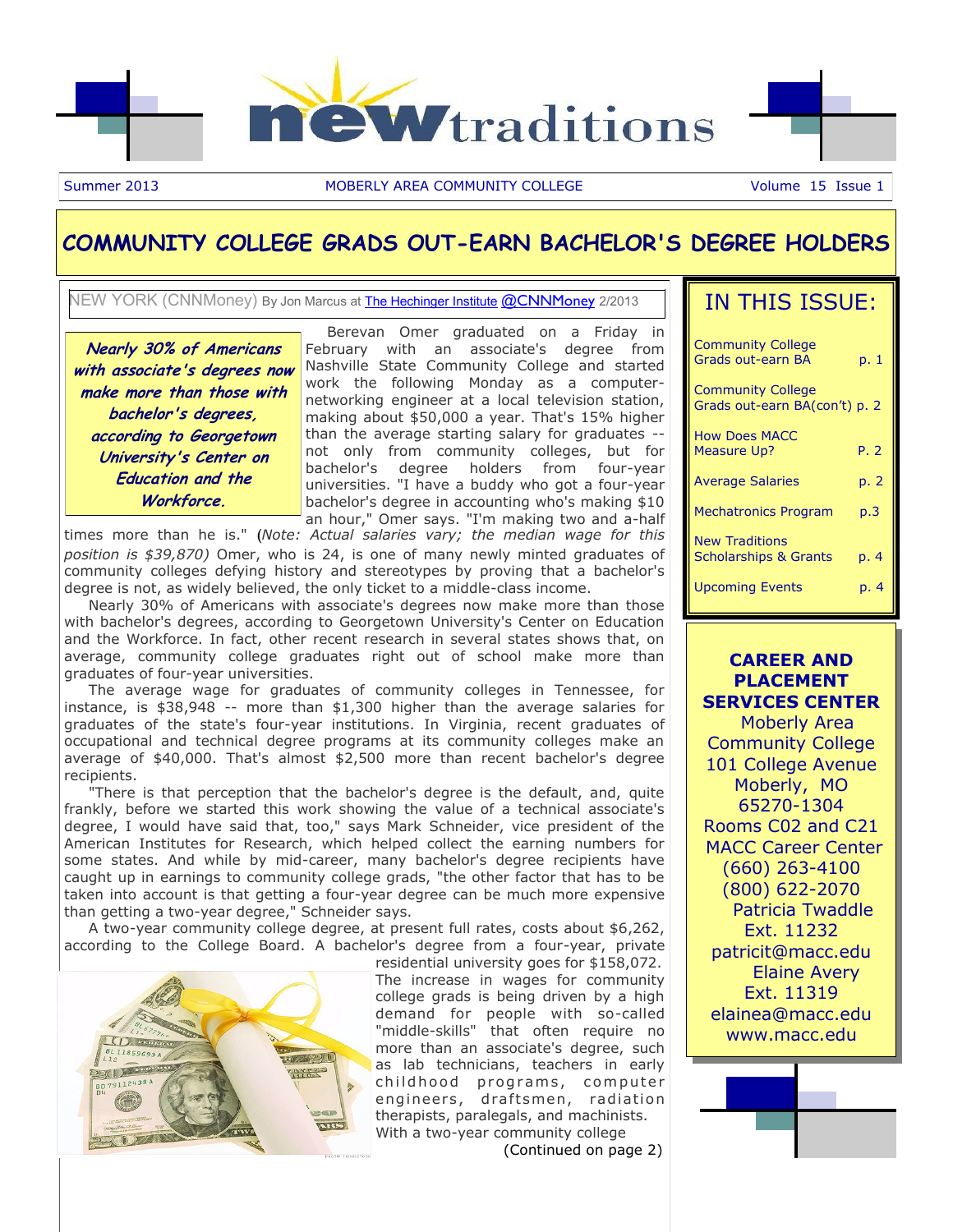# new traditions

Summer 2013 MOBERLY AREA COMMUNITY COLLEGE Volume 15 Issue 1

## COMMUNITY COLLEGE GRADS OUT-EARN BACHELOR'S DEGREE HOLDERS

NEW YORK (CNNMoney) By Jon Marcus at The Hechinger Institute @CNNMoney 2/2013

***Nearly 30% of Americans with associate's degrees now make more than those with bachelor's degrees, according to Georgetown University's Center on Education and the Workforce.***

Berevan Omer graduated on a Friday in February with an associate's degree from Nashville State Community College and started work the following Monday as a computer-networking engineer at a local television station, making about $50,000 a year. That's 15% higher than the average starting salary for graduates -- not only from community colleges, but for bachelor's degree holders from four-year universities. "I have a buddy who got a four-year bachelor's degree in accounting who's making $10 an hour," Omer says. "I'm making two and a-half times more than he is." (*Note: Actual salaries vary; the median wage for this position is $39,870)* Omer, who is 24, is one of many newly minted graduates of community colleges defying history and stereotypes by proving that a bachelor's degree is not, as widely believed, the only ticket to a middle-class income.

Nearly 30% of Americans with associate's degrees now make more than those with bachelor's degrees, according to Georgetown University's Center on Education and the Workforce. In fact, other recent research in several states shows that, on average, community college graduates right out of school make more than graduates of four-year universities.

The average wage for graduates of community colleges in Tennessee, for instance, is $38,948 -- more than $1,300 higher than the average salaries for graduates of the state's four-year institutions. In Virginia, recent graduates of occupational and technical degree programs at its community colleges make an average of $40,000. That's almost $2,500 more than recent bachelor's degree recipients.

"There is that perception that the bachelor's degree is the default, and, quite frankly, before we started this work showing the value of a technical associate's degree, I would have said that, too," says Mark Schneider, vice president of the American Institutes for Research, which helped collect the earning numbers for some states. And while by mid-career, many bachelor's degree recipients have caught up in earnings to community college grads, "the other factor that has to be taken into account is that getting a four-year degree can be much more expensive than getting a two-year degree," Schneider says.

A two-year community college degree, at present full rates, costs about $6,262, according to the College Board. A bachelor's degree from a four-year, private residential university goes for $158,072. The increase in wages for community college grads is being driven by a high demand for people with so-called "middle-skills" that often require no more than an associate's degree, such as lab technicians, teachers in early childhood programs, computer engineers, draftsmen, radiation therapists, paralegals, and machinists. With a two-year community college

(Continued on page 2)

## IN THIS ISSUE:

| | |
|---|---|
| Community College Grads out-earn BA | p. 1 |
| Community College Grads out-earn BA(con't) | p. 2 |
| How Does MACC Measure Up? | P. 2 |
| Average Salaries | p. 2 |
| Mechatronics Program | p.3 |
| New Traditions Scholarships & Grants | p. 4 |
| Upcoming Events | p. 4 |

**CAREER AND PLACEMENT SERVICES CENTER**

Moberly Area Community College
101 College Avenue
Moberly, MO 65270-1304
Rooms C02 and C21
MACC Career Center
(660) 263-4100
(800) 622-2070
Patricia Twaddle
Ext. 11232
patricit@macc.edu
Elaine Avery
Ext. 11319
elainea@macc.edu
www.macc.edu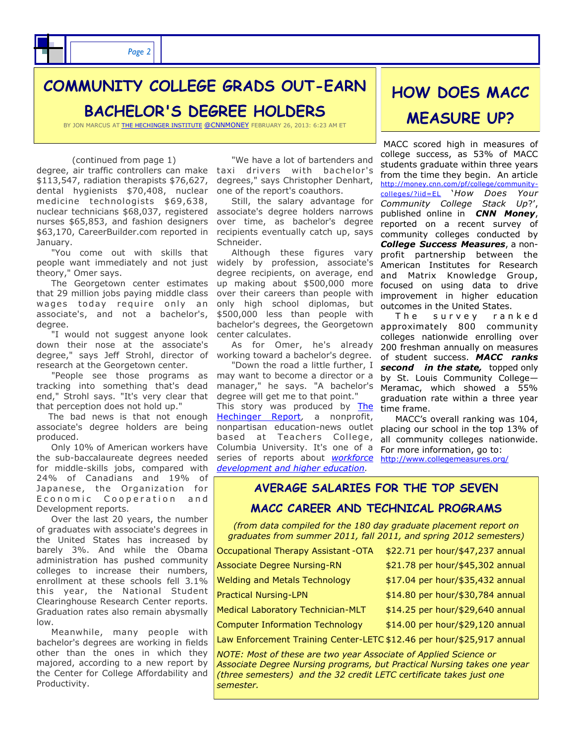# COMMUNITY COLLEGE GRADS OUT-EARN BACHELOR'S DEGREE HOLDERS

BY JON MARCUS AT THE HECHINGER INSTITUTE @CNNMONEY FEBRUARY 26, 2013: 6:23 AM ET

(continued from page 1)

degree, air traffic controllers can make $113,547, radiation therapists $76,627, dental hygienists $70,408, nuclear medicine technologists $69,638, nuclear technicians $68,037, registered nurses $65,853, and fashion designers $63,170, CareerBuilder.com reported in January.

"You come out with skills that people want immediately and not just theory," Omer says.

The Georgetown center estimates that 29 million jobs paying middle class wages today require only an associate's, and not a bachelor's, degree.

"I would not suggest anyone look down their nose at the associate's degree," says Jeff Strohl, director of research at the Georgetown center.

"People see those programs as tracking into something that's dead end," Strohl says. "It's very clear that that perception does not hold up."

The bad news is that not enough associate's degree holders are being produced.

Only 10% of American workers have the sub-baccalaureate degrees needed for middle-skills jobs, compared with 24% of Canadians and 19% of Japanese, the Organization for Economic Cooperation and Development reports.

Over the last 20 years, the number of graduates with associate's degrees in the United States has increased by barely 3%. And while the Obama administration has pushed community colleges to increase their numbers, enrollment at these schools fell 3.1% this year, the National Student Clearinghouse Research Center reports. Graduation rates also remain abysmally low.

Meanwhile, many people with bachelor's degrees are working in fields other than the ones in which they majored, according to a new report by the Center for College Affordability and Productivity.

"We have a lot of bartenders and taxi drivers with bachelor's degrees," says Christopher Denhart, one of the report's coauthors.

Still, the salary advantage for associate's degree holders narrows over time, as bachelor's degree recipients eventually catch up, says Schneider.

Although these figures vary widely by profession, associate's degree recipients, on average, end up making about $500,000 more over their careers than people with only high school diplomas, but $500,000 less than people with bachelor's degrees, the Georgetown center calculates.

As for Omer, he's already working toward a bachelor's degree.

"Down the road a little further, I may want to become a director or a manager," he says. "A bachelor's degree will get me to that point."

This story was produced by The Hechinger Report, a nonprofit, nonpartisan education-news outlet based at Teachers College, Columbia University. It's one of a series of reports about *workforce development and higher education*.

# HOW DOES MACC MEASURE UP?

MACC scored high in measures of college success, as 53% of MACC students graduate within three years from the time they begin. An article http://money.cnn.com/pf/college/community-colleges/?iid=EL *'How Does Your Community College Stack Up?'*, published online in ***CNN Money***, reported on a recent survey of community colleges conducted by ***College Success Measures***, a non-profit partnership between the American Institutes for Research and Matrix Knowledge Group, focused on using data to drive improvement in higher education outcomes in the United States.

The survey ranked approximately 800 community colleges nationwide enrolling over 200 freshman annually on measures of student success. ***MACC ranks second in the state,*** topped only by St. Louis Community College—Meramac, which showed a 55% graduation rate within a three year time frame.

MACC's overall ranking was 104, placing our school in the top 13% of all community colleges nationwide. For more information, go to: http://www.collegemeasures.org/

## AVERAGE SALARIES FOR THE TOP SEVEN MACC CAREER AND TECHNICAL PROGRAMS

*(from data compiled for the 180 day graduate placement report on graduates from summer 2011, fall 2011, and spring 2012 semesters)*

| Program | Salary |
|---|---|
| Occupational Therapy Assistant -OTA | $22.71 per hour/$47,237 annual |
| Associate Degree Nursing-RN | $21.78 per hour/$45,302 annual |
| Welding and Metals Technology | $17.04 per hour/$35,432 annual |
| Practical Nursing-LPN | $14.80 per hour/$30,784 annual |
| Medical Laboratory Technician-MLT | $14.25 per hour/$29,640 annual |
| Computer Information Technology | $14.00 per hour/$29,120 annual |
| Law Enforcement Training Center-LETC | $12.46 per hour/$25,917 annual |

*NOTE: Most of these are two year Associate of Applied Science or Associate Degree Nursing programs, but Practical Nursing takes one year (three semesters) and the 32 credit LETC certificate takes just one semester.*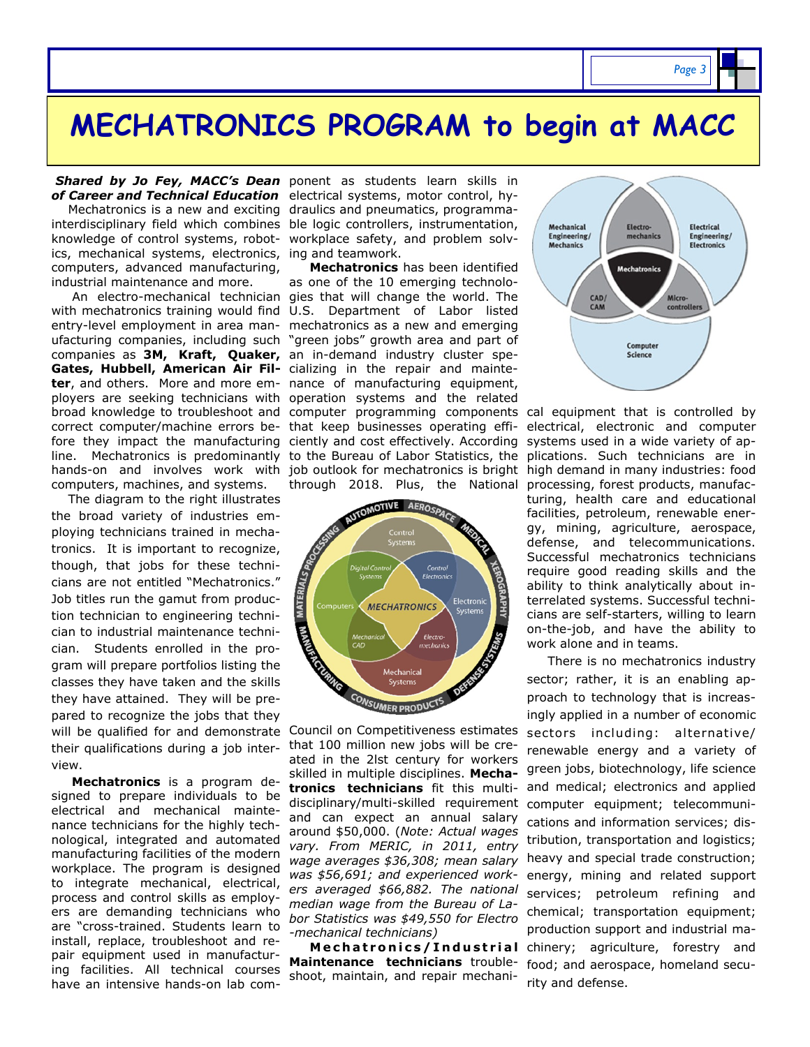# MECHATRONICS PROGRAM to begin at MACC

***Shared by Jo Fey, MACC's Dean of Career and Technical Education***

Mechatronics is a new and exciting interdisciplinary field which combines knowledge of control systems, robotics, mechanical systems, electronics, computers, advanced manufacturing, industrial maintenance and more.

An electro-mechanical technician with mechatronics training would find entry-level employment in area manufacturing companies, including such companies as **3M, Kraft, Quaker, Gates, Hubbell, American Air Filter**, and others. More and more employers are seeking technicians with broad knowledge to troubleshoot and correct computer/machine errors before they impact the manufacturing line. Mechatronics is predominantly hands-on and involves work with computers, machines, and systems.

The diagram to the right illustrates the broad variety of industries employing technicians trained in mechatronics. It is important to recognize, though, that jobs for these technicians are not entitled "Mechatronics." Job titles run the gamut from production technician to engineering technician to industrial maintenance technician. Students enrolled in the program will prepare portfolios listing the classes they have taken and the skills they have attained. They will be prepared to recognize the jobs that they will be qualified for and demonstrate their qualifications during a job interview.

**Mechatronics** is a program designed to prepare individuals to be electrical and mechanical maintenance technicians for the highly technological, integrated and automated manufacturing facilities of the modern workplace. The program is designed to integrate mechanical, electrical, process and control skills as employers are demanding technicians who are "cross-trained. Students learn to install, replace, troubleshoot and repair equipment used in manufacturing facilities. All technical courses have an intensive hands-on lab component as students learn skills in electrical systems, motor control, hydraulics and pneumatics, programmable logic controllers, instrumentation, workplace safety, and problem solving and teamwork.

**Mechatronics** has been identified as one of the 10 emerging technologies that will change the world. The U.S. Department of Labor listed mechatronics as a new and emerging "green jobs" growth area and part of an in-demand industry cluster specializing in the repair and maintenance of manufacturing equipment, operation systems and the related computer programming components that keep businesses operating efficiently and cost effectively. According to the Bureau of Labor Statistics, the job outlook for mechatronics is bright through 2018. Plus, the National Council on Competitiveness estimates that 100 million new jobs will be created in the 2lst century for workers skilled in multiple disciplines. **Mechatronics technicians** fit this multi-disciplinary/multi-skilled requirement and can expect an annual salary around $50,000. (*Note: Actual wages vary. From MERIC, in 2011, entry wage averages $36,308; mean salary was $56,691; and experienced workers averaged $66,882. The national median wage from the Bureau of Labor Statistics was $49,550 for Electro-mechanical technicians)*

**Mechatronics/Industrial Maintenance technicians** troubleshoot, maintain, and repair mechanical equipment that is controlled by electrical, electronic and computer systems used in a wide variety of applications. Such technicians are in high demand in many industries: food processing, forest products, manufacturing, health care and educational facilities, petroleum, renewable energy, mining, agriculture, aerospace, defense, and telecommunications. Successful mechatronics technicians require good reading skills and the ability to think analytically about interrelated systems. Successful technicians are self-starters, willing to learn on-the-job, and have the ability to work alone and in teams.

There is no mechatronics industry sector; rather, it is an enabling approach to technology that is increasingly applied in a number of economic sectors including: alternative/renewable energy and a variety of green jobs, biotechnology, life science and medical; electronics and applied computer equipment; telecommunications and information services; distribution, transportation and logistics; heavy and special trade construction; energy, mining and related support services; petroleum refining and chemical; transportation equipment; production support and industrial machinery; agriculture, forestry and food; and aerospace, homeland security and defense.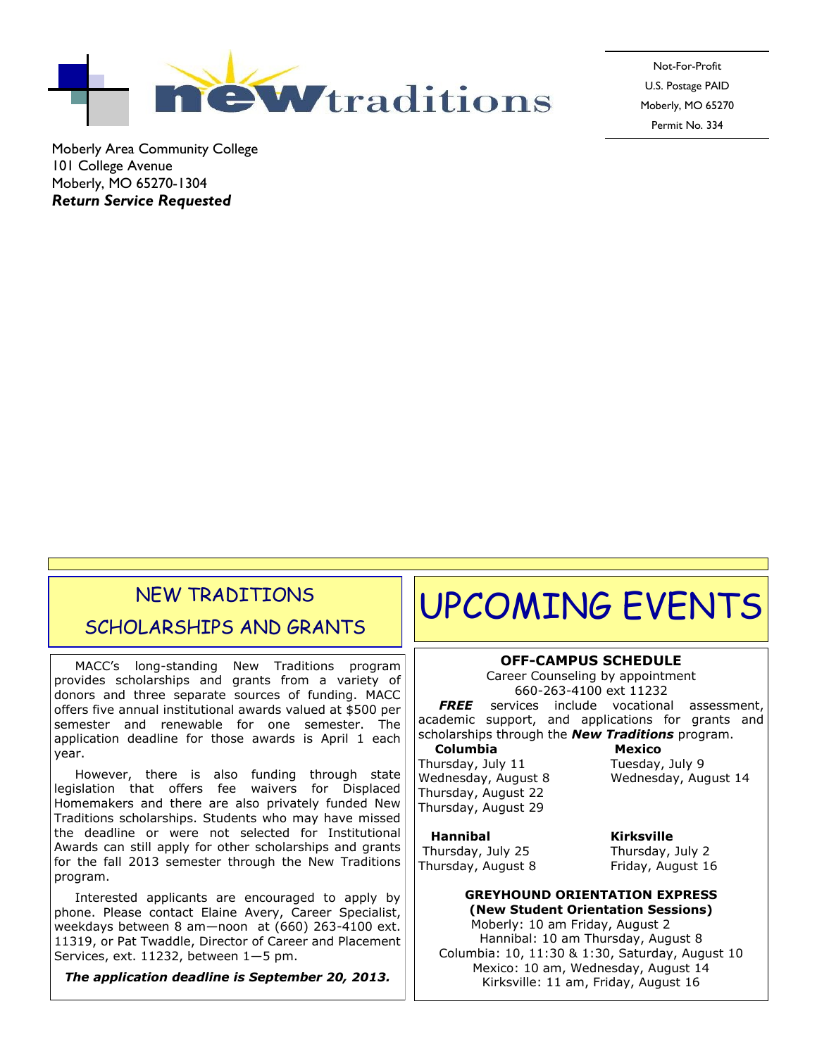# new traditions

Not-For-Profit
U.S. Postage PAID
Moberly, MO 65270
Permit No. 334

Moberly Area Community College
101 College Avenue
Moberly, MO 65270-1304
***Return Service Requested***

## NEW TRADITIONS SCHOLARSHIPS AND GRANTS

MACC's long-standing New Traditions program provides scholarships and grants from a variety of donors and three separate sources of funding. MACC offers five annual institutional awards valued at $500 per semester and renewable for one semester. The application deadline for those awards is April 1 each year.

However, there is also funding through state legislation that offers fee waivers for Displaced Homemakers and there are also privately funded New Traditions scholarships. Students who may have missed the deadline or were not selected for Institutional Awards can still apply for other scholarships and grants for the fall 2013 semester through the New Traditions program.

Interested applicants are encouraged to apply by phone. Please contact Elaine Avery, Career Specialist, weekdays between 8 am—noon at (660) 263-4100 ext. 11319, or Pat Twaddle, Director of Career and Placement Services, ext. 11232, between 1—5 pm.

***The application deadline is September 20, 2013.***

## UPCOMING EVENTS

**OFF-CAMPUS SCHEDULE**

Career Counseling by appointment
660-263-4100 ext 11232

***FREE*** services include vocational assessment, academic support, and applications for grants and scholarships through the ***New Traditions*** program.

**Columbia**
Thursday, July 11
Wednesday, August 8
Thursday, August 22
Thursday, August 29

**Mexico**
Tuesday, July 9
Wednesday, August 14

**Hannibal**
Thursday, July 25
Thursday, August 8

**Kirksville**
Thursday, July 2
Friday, August 16

**GREYHOUND ORIENTATION EXPRESS**
**(New Student Orientation Sessions)**

Moberly: 10 am Friday, August 2
Hannibal: 10 am Thursday, August 8
Columbia: 10, 11:30 & 1:30, Saturday, August 10
Mexico: 10 am, Wednesday, August 14
Kirksville: 11 am, Friday, August 16